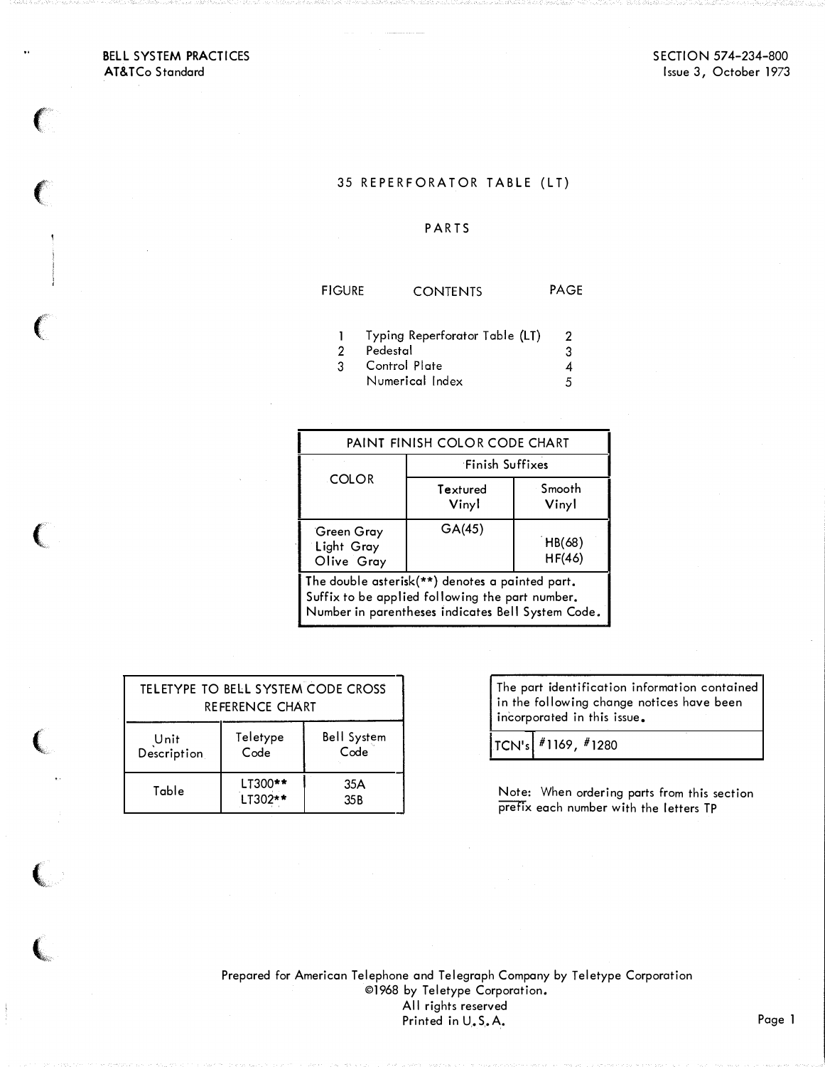BELL SYSTEM PRACTICES
AT&TCo Standard

SECTION 574-234-800
Issue 3, October 1973

# 35 REPERFORATOR TABLE (LT)

## PARTS

| FIGURE | CONTENTS | PAGE |
|---|---|---|
| 1 | Typing Reperforator Table (LT) | 2 |
| 2 | Pedestal | 3 |
| 3 | Control Plate | 4 |
| | Numerical Index | 5 |

| PAINT FINISH COLOR CODE CHART | | |
|---|---|---|
| COLOR | Finish Suffixes | |
| | Textured Vinyl | Smooth Vinyl |
| Green Gray | GA(45) | |
| Light Gray | | HB(68) |
| Olive Gray | | HF(46) |

The double asterisk(**) denotes a painted part. Suffix to be applied following the part number. Number in parentheses indicates Bell System Code.

| TELETYPE TO BELL SYSTEM CODE CROSS REFERENCE CHART | | |
|---|---|---|
| Unit Description | Teletype Code | Bell System Code |
| Table | LT300** | 35A |
| | LT302** | 35B |

The part identification information contained in the following change notices have been incorporated in this issue.

| TCN's | #1169, #1280 |
|---|---|

Note: When ordering parts from this section prefix each number with the letters TP

Prepared for American Telephone and Telegraph Company by Teletype Corporation
©1968 by Teletype Corporation.
All rights reserved
Printed in U.S.A.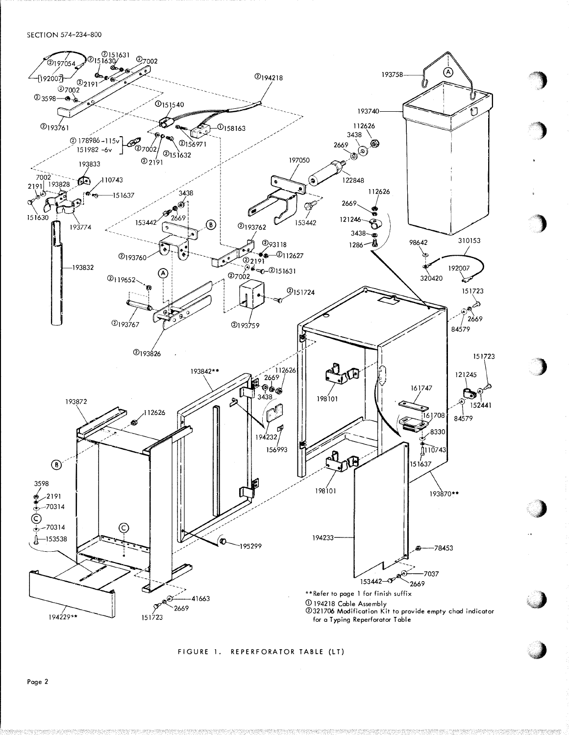**Refer to page 1 for finish suffix

① 194218 Cable Assembly

② 321706 Modification Kit to provide empty chad indicator for a Typing Reperforator Table

FIGURE 1. REPERFORATOR TABLE (LT)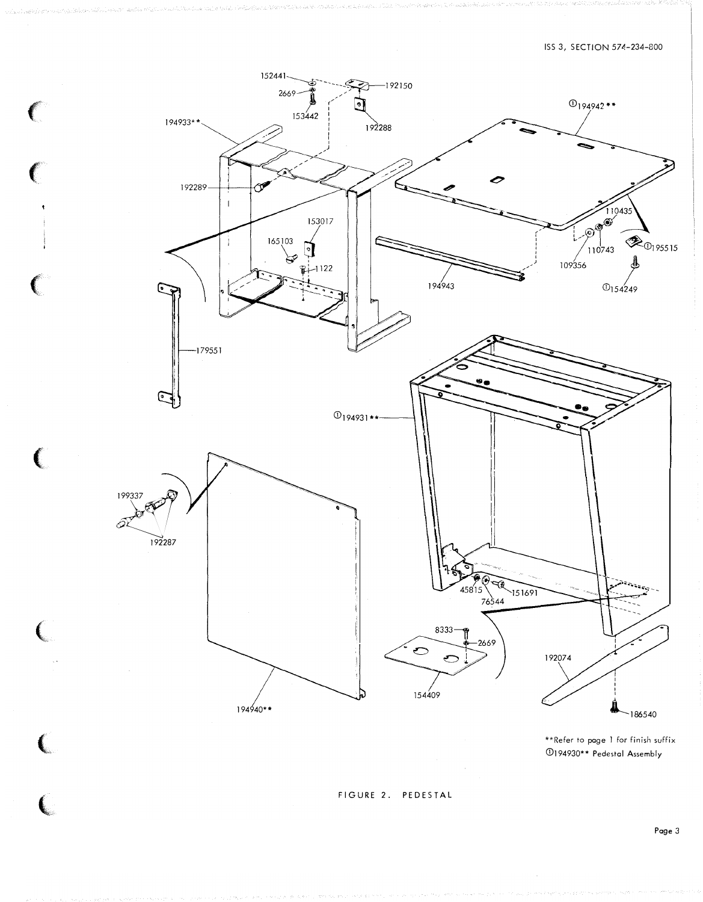152441

2669

153442

192150

192288

194933**

192289

153017

165103

1122

179551

①194942**

110435

110743

109356

①195515

①154249

194943

①194931**

199337

192287

45815

76544

151691

8333

2669

154409

192074

186540

194940**

**Refer to page 1 for finish suffix

①194930** Pedestal Assembly

FIGURE 2. PEDESTAL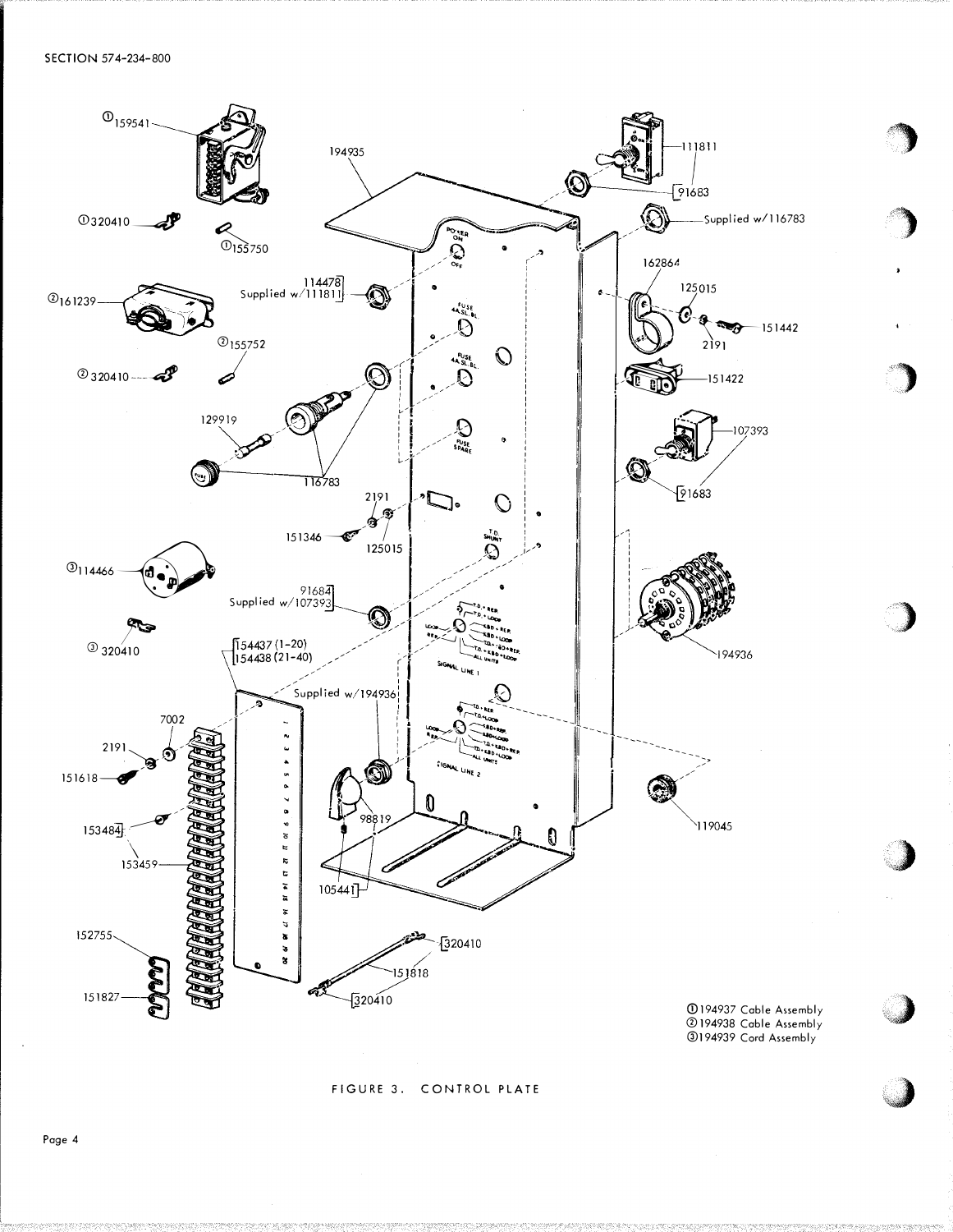①194937 Cable Assembly
②194938 Cable Assembly
③194939 Cord Assembly

FIGURE 3. CONTROL PLATE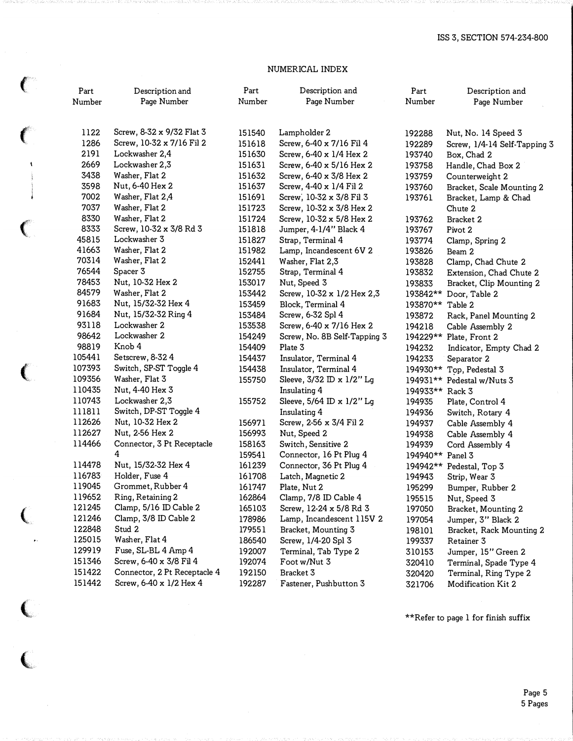# NUMERICAL INDEX

| Part Number | Description and Page Number |
|---|---|
| 1122 | Screw, 8-32 x 9/32 Flat 3 |
| 1286 | Screw, 10-32 x 7/16 Fil 2 |
| 2191 | Lockwasher 2,4 |
| 2669 | Lockwasher 2,3 |
| 3438 | Washer, Flat 2 |
| 3598 | Nut, 6-40 Hex 2 |
| 7002 | Washer, Flat 2,4 |
| 7037 | Washer, Flat 2 |
| 8330 | Washer, Flat 2 |
| 8333 | Screw, 10-32 x 3/8 Rd 3 |
| 45815 | Lockwasher 3 |
| 41663 | Washer, Flat 2 |
| 70314 | Washer, Flat 2 |
| 76544 | Spacer 3 |
| 78453 | Nut, 10-32 Hex 2 |
| 84579 | Washer, Flat 2 |
| 91683 | Nut, 15/32-32 Hex 4 |
| 91684 | Nut, 15/32-32 Ring 4 |
| 93118 | Lockwasher 2 |
| 98642 | Lockwasher 2 |
| 98819 | Knob 4 |
| 105441 | Setscrew, 8-32 4 |
| 107393 | Switch, SP-ST Toggle 4 |
| 109356 | Washer, Flat 3 |
| 110435 | Nut, 4-40 Hex 3 |
| 110743 | Lockwasher 2,3 |
| 111811 | Switch, DP-ST Toggle 4 |
| 112626 | Nut, 10-32 Hex 2 |
| 112627 | Nut, 2-56 Hex 2 |
| 114466 | Connector, 3 Pt Receptacle 4 |
| 114478 | Nut, 15/32-32 Hex 4 |
| 116783 | Holder, Fuse 4 |
| 119045 | Grommet, Rubber 4 |
| 119652 | Ring, Retaining 2 |
| 121245 | Clamp, 5/16 ID Cable 2 |
| 121246 | Clamp, 3/8 ID Cable 2 |
| 122848 | Stud 2 |
| 125015 | Washer, Flat 4 |
| 129919 | Fuse, SL-BL 4 Amp 4 |
| 151346 | Screw, 6-40 x 3/8 Fil 4 |
| 151422 | Connector, 2 Pt Receptacle 4 |
| 151442 | Screw, 6-40 x 1/2 Hex 4 |
| 151540 | Lampholder 2 |
| 151618 | Screw, 6-40 x 7/16 Fil 4 |
| 151630 | Screw, 6-40 x 1/4 Hex 2 |
| 151631 | Screw, 6-40 x 5/16 Hex 2 |
| 151632 | Screw, 6-40 x 3/8 Hex 2 |
| 151637 | Screw, 4-40 x 1/4 Fil 2 |
| 151691 | Screw, 10-32 x 3/8 Fil 3 |
| 151723 | Screw, 10-32 x 3/8 Hex 2 |
| 151724 | Screw, 10-32 x 5/8 Hex 2 |
| 151818 | Jumper, 4-1/4" Black 4 |
| 151827 | Strap, Terminal 4 |
| 151982 | Lamp, Incandescent 6V 2 |
| 152441 | Washer, Flat 2,3 |
| 152755 | Strap, Terminal 4 |
| 153017 | Nut, Speed 3 |
| 153442 | Screw, 10-32 x 1/2 Hex 2,3 |
| 153459 | Block, Terminal 4 |
| 153484 | Screw, 6-32 Spl 4 |
| 153538 | Screw, 6-40 x 7/16 Hex 2 |
| 154249 | Screw, No. 8B Self-Tapping 3 |
| 154409 | Plate 3 |
| 154437 | Insulator, Terminal 4 |
| 154438 | Insulator, Terminal 4 |
| 155750 | Sleeve, 3/32 ID x 1/2" Lg Insulating 4 |
| 155752 | Sleeve, 5/64 ID x 1/2" Lg Insulating 4 |
| 156971 | Screw, 2-56 x 3/4 Fil 2 |
| 156993 | Nut, Speed 2 |
| 158163 | Switch, Sensitive 2 |
| 159541 | Connector, 16 Pt Plug 4 |
| 161239 | Connector, 36 Pt Plug 4 |
| 161708 | Latch, Magnetic 2 |
| 161747 | Plate, Nut 2 |
| 162864 | Clamp, 7/8 ID Cable 4 |
| 165103 | Screw, 12-24 x 5/8 Rd 3 |
| 178986 | Lamp, Incandescent 115V 2 |
| 179551 | Bracket, Mounting 3 |
| 186540 | Screw, 1/4-20 Spl 3 |
| 192007 | Terminal, Tab Type 2 |
| 192074 | Foot w/Nut 3 |
| 192150 | Bracket 3 |
| 192287 | Fastener, Pushbutton 3 |
| 192288 | Nut, No. 14 Speed 3 |
| 192289 | Screw, 1/4-14 Self-Tapping 3 |
| 193740 | Box, Chad 2 |
| 193758 | Handle, Chad Box 2 |
| 193759 | Counterweight 2 |
| 193760 | Bracket, Scale Mounting 2 |
| 193761 | Bracket, Lamp & Chad Chute 2 |
| 193762 | Bracket 2 |
| 193767 | Pivot 2 |
| 193774 | Clamp, Spring 2 |
| 193826 | Beam 2 |
| 193828 | Clamp, Chad Chute 2 |
| 193832 | Extension, Chad Chute 2 |
| 193833 | Bracket, Clip Mounting 2 |
| 193842** | Door, Table 2 |
| 193870** | Table 2 |
| 193872 | Rack, Panel Mounting 2 |
| 194218 | Cable Assembly 2 |
| 194229** | Plate, Front 2 |
| 194232 | Indicator, Empty Chad 2 |
| 194233 | Separator 2 |
| 194930** | Top, Pedestal 3 |
| 194931** | Pedestal w/Nuts 3 |
| 194933** | Rack 3 |
| 194935 | Plate, Control 4 |
| 194936 | Switch, Rotary 4 |
| 194937 | Cable Assembly 4 |
| 194938 | Cable Assembly 4 |
| 194939 | Cord Assembly 4 |
| 194940** | Panel 3 |
| 194942** | Pedestal, Top 3 |
| 194943 | Strip, Wear 3 |
| 195299 | Bumper, Rubber 2 |
| 195515 | Nut, Speed 3 |
| 197050 | Bracket, Mounting 2 |
| 197054 | Jumper, 3" Black 2 |
| 198101 | Bracket, Rack Mounting 2 |
| 199337 | Retainer 3 |
| 310153 | Jumper, 15" Green 2 |
| 320410 | Terminal, Spade Type 4 |
| 320420 | Terminal, Ring Type 2 |
| 321706 | Modification Kit 2 |

**Refer to page 1 for finish suffix